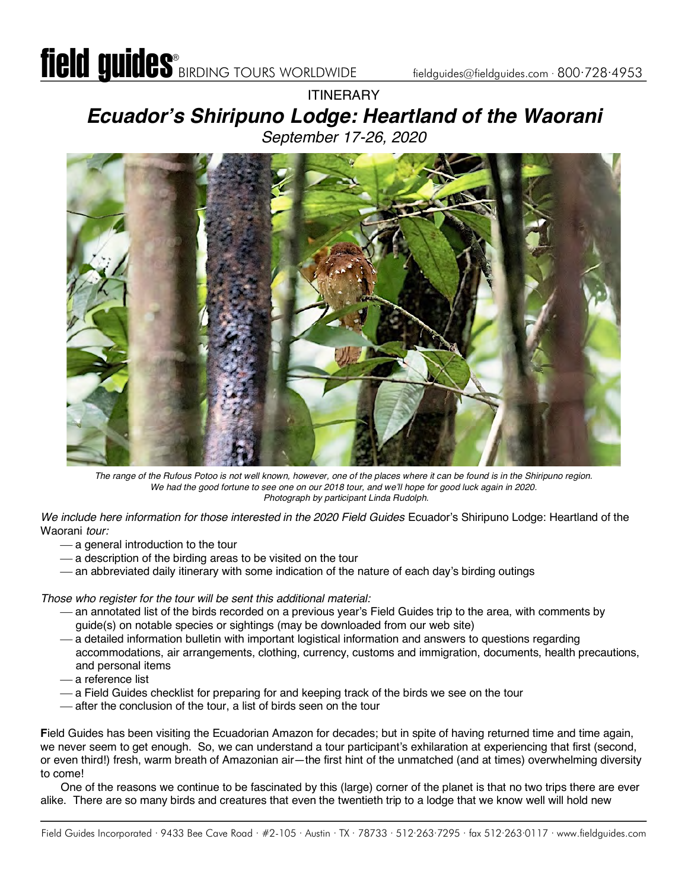ITINERARY

# *Ecuador's Shiripuno Lodge: Heartland of the Waorani*

*September 17-26, 2020*

*The range of the Rufous Potoo is not well known, however, one of the places where it can be found is in the Shiripuno region. We had the good fortune to see one on our 2018 tour, and we'll hope for good luck again in 2020. Photograph by participant Linda Rudolph.*

*We include here information for those interested in the 2020 Field Guides* Ecuador's Shiripuno Lodge: Heartland of the Waorani *tour:*

- a general introduction to the tour
- a description of the birding areas to be visited on the tour
- an abbreviated daily itinerary with some indication of the nature of each day's birding outings

*Those who register for the tour will be sent this additional material:*

- an annotated list of the birds recorded on a previous year's Field Guides trip to the area, with comments by guide(s) on notable species or sightings (may be downloaded from our web site)
- a detailed information bulletin with important logistical information and answers to questions regarding accommodations, air arrangements, clothing, currency, customs and immigration, documents, health precautions, and personal items
- a reference list
- a Field Guides checklist for preparing for and keeping track of the birds we see on the tour
- after the conclusion of the tour, a list of birds seen on the tour

**F**ield Guides has been visiting the Ecuadorian Amazon for decades; but in spite of having returned time and time again, we never seem to get enough. So, we can understand a tour participant's exhilaration at experiencing that first (second, or even third!) fresh, warm breath of Amazonian air—the first hint of the unmatched (and at times) overwhelming diversity to come!

One of the reasons we continue to be fascinated by this (large) corner of the planet is that no two trips there are ever alike. There are so many birds and creatures that even the twentieth trip to a lodge that we know well will hold new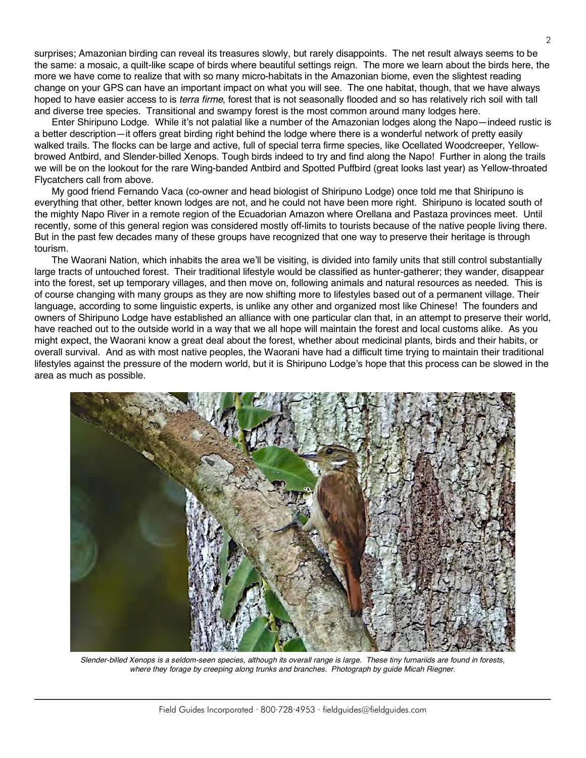surprises; Amazonian birding can reveal its treasures slowly, but rarely disappoints. The net result always seems to be the same: a mosaic, a quilt-like scape of birds where beautiful settings reign. The more we learn about the birds here, the more we have come to realize that with so many micro-habitats in the Amazonian biome, even the slightest reading change on your GPS can have an important impact on what you will see. The one habitat, though, that we have always hoped to have easier access to is *terra firme*, forest that is not seasonally flooded and so has relatively rich soil with tall and diverse tree species. Transitional and swampy forest is the most common around many lodges here.

Enter Shiripuno Lodge. While it's not palatial like a number of the Amazonian lodges along the Napo—indeed rustic is a better description—it offers great birding right behind the lodge where there is a wonderful network of pretty easily walked trails. The flocks can be large and active, full of special terra firme species, like Ocellated Woodcreeper, Yellow-browed Antbird, and Slender-billed Xenops. Tough birds indeed to try and find along the Napo! Further in along the trails we will be on the lookout for the rare Wing-banded Antbird and Spotted Puffbird (great looks last year) as Yellow-throated Flycatchers call from above.

My good friend Fernando Vaca (co-owner and head biologist of Shiripuno Lodge) once told me that Shiripuno is everything that other, better known lodges are not, and he could not have been more right. Shiripuno is located south of the mighty Napo River in a remote region of the Ecuadorian Amazon where Orellana and Pastaza provinces meet. Until recently, some of this general region was considered mostly off-limits to tourists because of the native people living there. But in the past few decades many of these groups have recognized that one way to preserve their heritage is through tourism.

The Waorani Nation, which inhabits the area we'll be visiting, is divided into family units that still control substantially large tracts of untouched forest. Their traditional lifestyle would be classified as hunter-gatherer; they wander, disappear into the forest, set up temporary villages, and then move on, following animals and natural resources as needed. This is of course changing with many groups as they are now shifting more to lifestyles based out of a permanent village. Their language, according to some linguistic experts, is unlike any other and organized most like Chinese! The founders and owners of Shiripuno Lodge have established an alliance with one particular clan that, in an attempt to preserve their world, have reached out to the outside world in a way that we all hope will maintain the forest and local customs alike. As you might expect, the Waorani know a great deal about the forest, whether about medicinal plants, birds and their habits, or overall survival. And as with most native peoples, the Waorani have had a difficult time trying to maintain their traditional lifestyles against the pressure of the modern world, but it is Shiripuno Lodge's hope that this process can be slowed in the area as much as possible.

*Slender-billed Xenops is a seldom-seen species, although its overall range is large. These tiny furnariids are found in forests, where they forage by creeping along trunks and branches. Photograph by guide Micah Riegner.*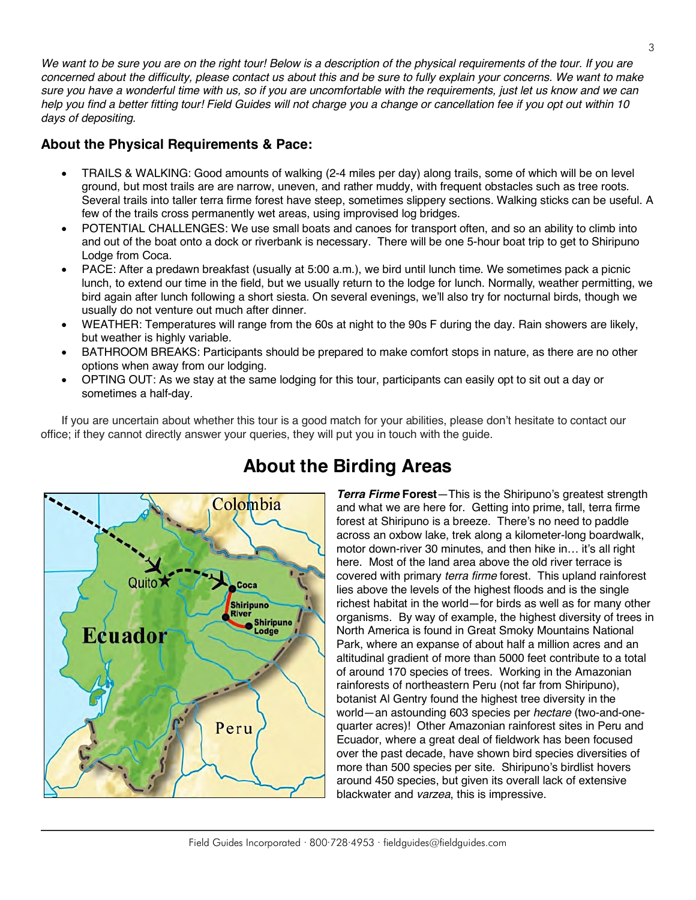*We want to be sure you are on the right tour! Below is a description of the physical requirements of the tour. If you are concerned about the difficulty, please contact us about this and be sure to fully explain your concerns. We want to make sure you have a wonderful time with us, so if you are uncomfortable with the requirements, just let us know and we can help you find a better fitting tour! Field Guides will not charge you a change or cancellation fee if you opt out within 10 days of depositing.*

### About the Physical Requirements & Pace:

- TRAILS & WALKING: Good amounts of walking (2-4 miles per day) along trails, some of which will be on level ground, but most trails are are narrow, uneven, and rather muddy, with frequent obstacles such as tree roots. Several trails into taller terra firme forest have steep, sometimes slippery sections. Walking sticks can be useful. A few of the trails cross permanently wet areas, using improvised log bridges.
- POTENTIAL CHALLENGES: We use small boats and canoes for transport often, and so an ability to climb into and out of the boat onto a dock or riverbank is necessary. There will be one 5-hour boat trip to get to Shiripuno Lodge from Coca.
- PACE: After a predawn breakfast (usually at 5:00 a.m.), we bird until lunch time. We sometimes pack a picnic lunch, to extend our time in the field, but we usually return to the lodge for lunch. Normally, weather permitting, we bird again after lunch following a short siesta. On several evenings, we'll also try for nocturnal birds, though we usually do not venture out much after dinner.
- WEATHER: Temperatures will range from the 60s at night to the 90s F during the day. Rain showers are likely, but weather is highly variable.
- BATHROOM BREAKS: Participants should be prepared to make comfort stops in nature, as there are no other options when away from our lodging.
- OPTING OUT: As we stay at the same lodging for this tour, participants can easily opt to sit out a day or sometimes a half-day.

If you are uncertain about whether this tour is a good match for your abilities, please don't hesitate to contact our office; if they cannot directly answer your queries, they will put you in touch with the guide.

## About the Birding Areas

***Terra Firme* Forest**—This is the Shiripuno's greatest strength and what we are here for. Getting into prime, tall, terra firme forest at Shiripuno is a breeze. There's no need to paddle across an oxbow lake, trek along a kilometer-long boardwalk, motor down-river 30 minutes, and then hike in… it's all right here. Most of the land area above the old river terrace is covered with primary *terra firme* forest. This upland rainforest lies above the levels of the highest floods and is the single richest habitat in the world—for birds as well as for many other organisms. By way of example, the highest diversity of trees in North America is found in Great Smoky Mountains National Park, where an expanse of about half a million acres and an altitudinal gradient of more than 5000 feet contribute to a total of around 170 species of trees. Working in the Amazonian rainforests of northeastern Peru (not far from Shiripuno), botanist Al Gentry found the highest tree diversity in the world—an astounding 603 species per *hectare* (two-and-one-quarter acres)! Other Amazonian rainforest sites in Peru and Ecuador, where a great deal of fieldwork has been focused over the past decade, have shown bird species diversities of more than 500 species per site. Shiripuno's birdlist hovers around 450 species, but given its overall lack of extensive blackwater and *varzea*, this is impressive.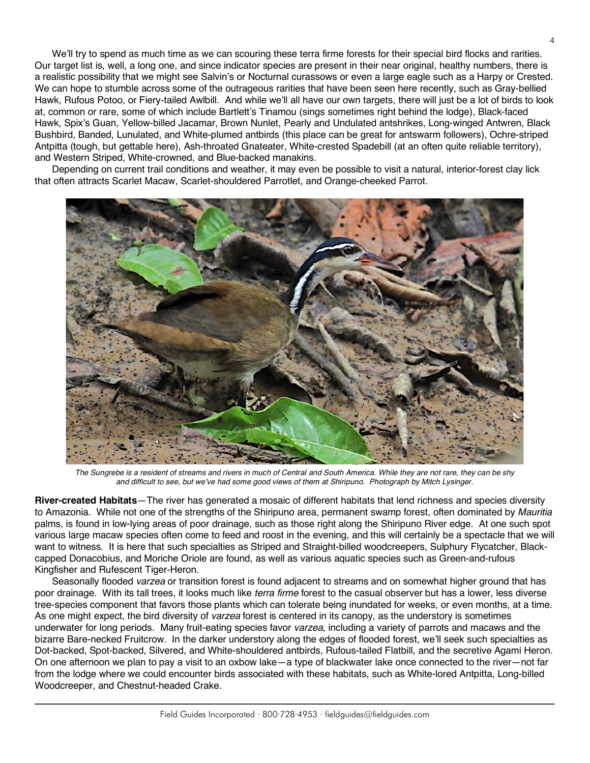We'll try to spend as much time as we can scouring these terra firme forests for their special bird flocks and rarities. Our target list is, well, a long one, and since indicator species are present in their near original, healthy numbers, there is a realistic possibility that we might see Salvin's or Nocturnal curassows or even a large eagle such as a Harpy or Crested. We can hope to stumble across some of the outrageous rarities that have been seen here recently, such as Gray-bellied Hawk, Rufous Potoo, or Fiery-tailed Awlbill. And while we'll all have our own targets, there will just be a lot of birds to look at, common or rare, some of which include Bartlett's Tinamou (sings sometimes right behind the lodge), Black-faced Hawk, Spix's Guan, Yellow-billed Jacamar, Brown Nunlet, Pearly and Undulated antshrikes, Long-winged Antwren, Black Bushbird, Banded, Lunulated, and White-plumed antbirds (this place can be great for antswarm followers), Ochre-striped Antpitta (tough, but gettable here), Ash-throated Gnateater, White-crested Spadebill (at an often quite reliable territory), and Western Striped, White-crowned, and Blue-backed manakins.

Depending on current trail conditions and weather, it may even be possible to visit a natural, interior-forest clay lick that often attracts Scarlet Macaw, Scarlet-shouldered Parrotlet, and Orange-cheeked Parrot.

*The Sungrebe is a resident of streams and rivers in much of Central and South America. While they are not rare, they can be shy and difficult to see, but we've had some good views of them at Shiripuno. Photograph by Mitch Lysinger.*

**River-created Habitats**—The river has generated a mosaic of different habitats that lend richness and species diversity to Amazonia. While not one of the strengths of the Shiripuno area, permanent swamp forest, often dominated by *Mauritia* palms, is found in low-lying areas of poor drainage, such as those right along the Shiripuno River edge. At one such spot various large macaw species often come to feed and roost in the evening, and this will certainly be a spectacle that we will want to witness. It is here that such specialties as Striped and Straight-billed woodcreepers, Sulphury Flycatcher, Black-capped Donacobius, and Moriche Oriole are found, as well as various aquatic species such as Green-and-rufous Kingfisher and Rufescent Tiger-Heron.

Seasonally flooded *varzea* or transition forest is found adjacent to streams and on somewhat higher ground that has poor drainage. With its tall trees, it looks much like *terra firme* forest to the casual observer but has a lower, less diverse tree-species component that favors those plants which can tolerate being inundated for weeks, or even months, at a time. As one might expect, the bird diversity of *varzea* forest is centered in its canopy, as the understory is sometimes underwater for long periods. Many fruit-eating species favor *varzea*, including a variety of parrots and macaws and the bizarre Bare-necked Fruitcrow. In the darker understory along the edges of flooded forest, we'll seek such specialties as Dot-backed, Spot-backed, Silvered, and White-shouldered antbirds, Rufous-tailed Flatbill, and the secretive Agami Heron. On one afternoon we plan to pay a visit to an oxbow lake—a type of blackwater lake once connected to the river—not far from the lodge where we could encounter birds associated with these habitats, such as White-lored Antpitta, Long-billed Woodcreeper, and Chestnut-headed Crake.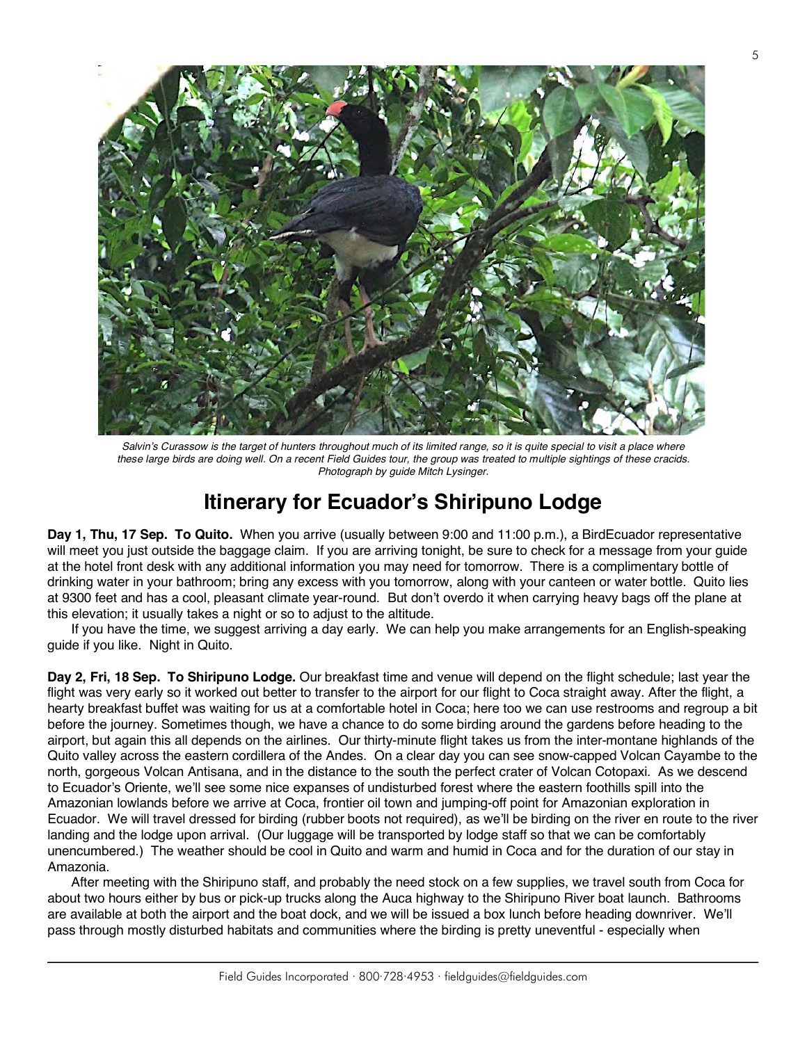*Salvin's Curassow is the target of hunters throughout much of its limited range, so it is quite special to visit a place where these large birds are doing well. On a recent Field Guides tour, the group was treated to multiple sightings of these cracids. Photograph by guide Mitch Lysinger.*

# Itinerary for Ecuador's Shiripuno Lodge

**Day 1, Thu, 17 Sep. To Quito.** When you arrive (usually between 9:00 and 11:00 p.m.), a BirdEcuador representative will meet you just outside the baggage claim. If you are arriving tonight, be sure to check for a message from your guide at the hotel front desk with any additional information you may need for tomorrow. There is a complimentary bottle of drinking water in your bathroom; bring any excess with you tomorrow, along with your canteen or water bottle. Quito lies at 9300 feet and has a cool, pleasant climate year-round. But don't overdo it when carrying heavy bags off the plane at this elevation; it usually takes a night or so to adjust to the altitude.

If you have the time, we suggest arriving a day early. We can help you make arrangements for an English-speaking guide if you like. Night in Quito.

**Day 2, Fri, 18 Sep. To Shiripuno Lodge.** Our breakfast time and venue will depend on the flight schedule; last year the flight was very early so it worked out better to transfer to the airport for our flight to Coca straight away. After the flight, a hearty breakfast buffet was waiting for us at a comfortable hotel in Coca; here too we can use restrooms and regroup a bit before the journey. Sometimes though, we have a chance to do some birding around the gardens before heading to the airport, but again this all depends on the airlines. Our thirty-minute flight takes us from the inter-montane highlands of the Quito valley across the eastern cordillera of the Andes. On a clear day you can see snow-capped Volcan Cayambe to the north, gorgeous Volcan Antisana, and in the distance to the south the perfect crater of Volcan Cotopaxi. As we descend to Ecuador's Oriente, we'll see some nice expanses of undisturbed forest where the eastern foothills spill into the Amazonian lowlands before we arrive at Coca, frontier oil town and jumping-off point for Amazonian exploration in Ecuador. We will travel dressed for birding (rubber boots not required), as we'll be birding on the river en route to the river landing and the lodge upon arrival. (Our luggage will be transported by lodge staff so that we can be comfortably unencumbered.) The weather should be cool in Quito and warm and humid in Coca and for the duration of our stay in Amazonia.

After meeting with the Shiripuno staff, and probably the need stock on a few supplies, we travel south from Coca for about two hours either by bus or pick-up trucks along the Auca highway to the Shiripuno River boat launch. Bathrooms are available at both the airport and the boat dock, and we will be issued a box lunch before heading downriver. We'll pass through mostly disturbed habitats and communities where the birding is pretty uneventful - especially when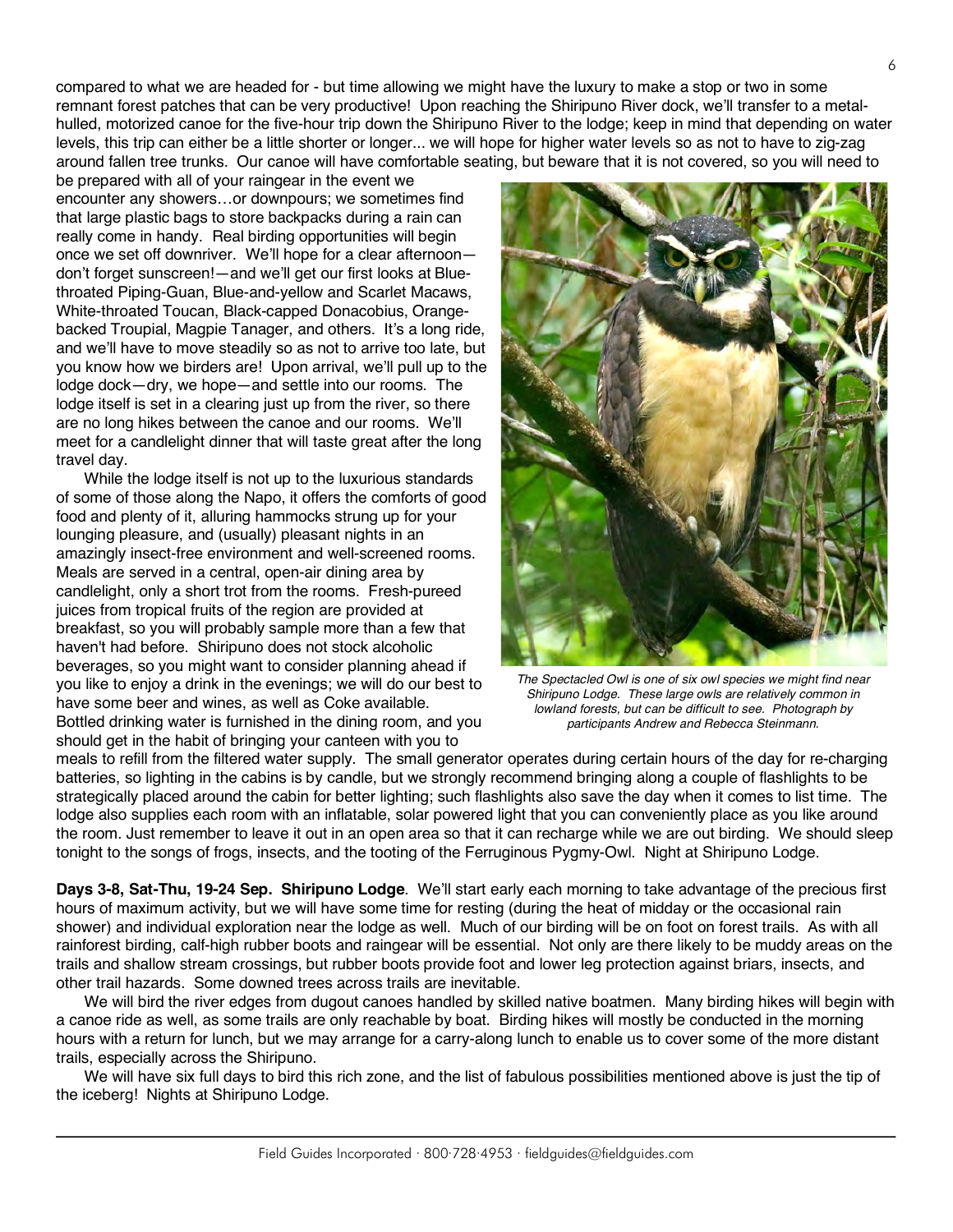compared to what we are headed for - but time allowing we might have the luxury to make a stop or two in some remnant forest patches that can be very productive! Upon reaching the Shiripuno River dock, we'll transfer to a metal-hulled, motorized canoe for the five-hour trip down the Shiripuno River to the lodge; keep in mind that depending on water levels, this trip can either be a little shorter or longer... we will hope for higher water levels so as not to have to zig-zag around fallen tree trunks. Our canoe will have comfortable seating, but beware that it is not covered, so you will need to be prepared with all of your raingear in the event we encounter any showers…or downpours; we sometimes find that large plastic bags to store backpacks during a rain can really come in handy. Real birding opportunities will begin once we set off downriver. We'll hope for a clear afternoon—don't forget sunscreen!—and we'll get our first looks at Blue-throated Piping-Guan, Blue-and-yellow and Scarlet Macaws, White-throated Toucan, Black-capped Donacobius, Orange-backed Troupial, Magpie Tanager, and others. It's a long ride, and we'll have to move steadily so as not to arrive too late, but you know how we birders are! Upon arrival, we'll pull up to the lodge dock—dry, we hope—and settle into our rooms. The lodge itself is set in a clearing just up from the river, so there are no long hikes between the canoe and our rooms. We'll meet for a candlelight dinner that will taste great after the long travel day.

While the lodge itself is not up to the luxurious standards of some of those along the Napo, it offers the comforts of good food and plenty of it, alluring hammocks strung up for your lounging pleasure, and (usually) pleasant nights in an amazingly insect-free environment and well-screened rooms. Meals are served in a central, open-air dining area by candlelight, only a short trot from the rooms. Fresh-pureed juices from tropical fruits of the region are provided at breakfast, so you will probably sample more than a few that haven't had before. Shiripuno does not stock alcoholic beverages, so you might want to consider planning ahead if you like to enjoy a drink in the evenings; we will do our best to have some beer and wines, as well as Coke available. Bottled drinking water is furnished in the dining room, and you should get in the habit of bringing your canteen with you to meals to refill from the filtered water supply. The small generator operates during certain hours of the day for re-charging batteries, so lighting in the cabins is by candle, but we strongly recommend bringing along a couple of flashlights to be strategically placed around the cabin for better lighting; such flashlights also save the day when it comes to list time. The lodge also supplies each room with an inflatable, solar powered light that you can conveniently place as you like around the room. Just remember to leave it out in an open area so that it can recharge while we are out birding. We should sleep tonight to the songs of frogs, insects, and the tooting of the Ferruginous Pygmy-Owl. Night at Shiripuno Lodge.

*The Spectacled Owl is one of six owl species we might find near Shiripuno Lodge. These large owls are relatively common in lowland forests, but can be difficult to see. Photograph by participants Andrew and Rebecca Steinmann.*

**Days 3-8, Sat-Thu, 19-24 Sep. Shiripuno Lodge**. We'll start early each morning to take advantage of the precious first hours of maximum activity, but we will have some time for resting (during the heat of midday or the occasional rain shower) and individual exploration near the lodge as well. Much of our birding will be on foot on forest trails. As with all rainforest birding, calf-high rubber boots and raingear will be essential. Not only are there likely to be muddy areas on the trails and shallow stream crossings, but rubber boots provide foot and lower leg protection against briars, insects, and other trail hazards. Some downed trees across trails are inevitable.

We will bird the river edges from dugout canoes handled by skilled native boatmen. Many birding hikes will begin with a canoe ride as well, as some trails are only reachable by boat. Birding hikes will mostly be conducted in the morning hours with a return for lunch, but we may arrange for a carry-along lunch to enable us to cover some of the more distant trails, especially across the Shiripuno.

We will have six full days to bird this rich zone, and the list of fabulous possibilities mentioned above is just the tip of the iceberg! Nights at Shiripuno Lodge.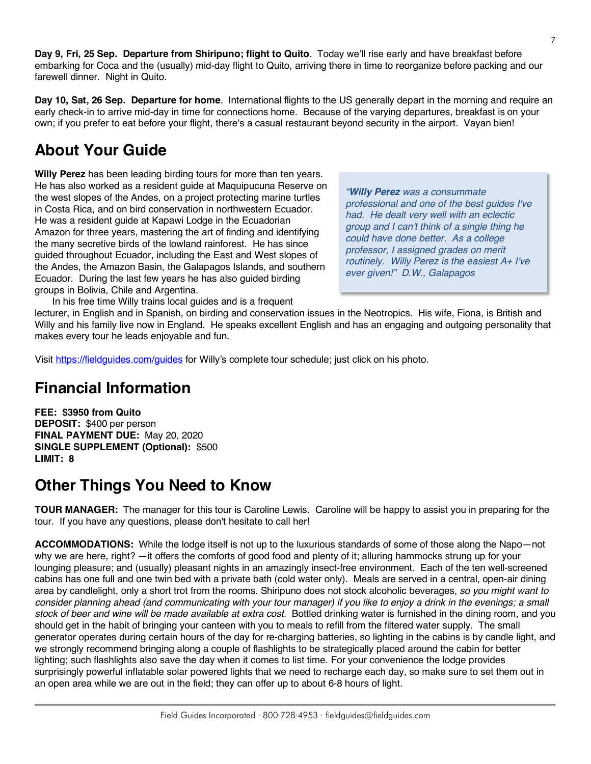**Day 9, Fri, 25 Sep. Departure from Shiripuno; flight to Quito**. Today we'll rise early and have breakfast before embarking for Coca and the (usually) mid-day flight to Quito, arriving there in time to reorganize before packing and our farewell dinner. Night in Quito.

**Day 10, Sat, 26 Sep. Departure for home**. International flights to the US generally depart in the morning and require an early check-in to arrive mid-day in time for connections home. Because of the varying departures, breakfast is on your own; if you prefer to eat before your flight, there's a casual restaurant beyond security in the airport. Vayan bien!

## About Your Guide

**Willy Perez** has been leading birding tours for more than ten years. He has also worked as a resident guide at Maquipucuna Reserve on the west slopes of the Andes, on a project protecting marine turtles in Costa Rica, and on bird conservation in northwestern Ecuador. He was a resident guide at Kapawi Lodge in the Ecuadorian Amazon for three years, mastering the art of finding and identifying the many secretive birds of the lowland rainforest. He has since guided throughout Ecuador, including the East and West slopes of the Andes, the Amazon Basin, the Galapagos Islands, and southern Ecuador. During the last few years he has also guided birding groups in Bolivia, Chile and Argentina.

In his free time Willy trains local guides and is a frequent lecturer, in English and in Spanish, on birding and conservation issues in the Neotropics. His wife, Fiona, is British and Willy and his family live now in England. He speaks excellent English and has an engaging and outgoing personality that makes every tour he leads enjoyable and fun.

> *"**Willy Perez** was a consummate professional and one of the best guides I've had. He dealt very well with an eclectic group and I can't think of a single thing he could have done better. As a college professor, I assigned grades on merit routinely. Willy Perez is the easiest A+ I've ever given!" D.W., Galapagos*

Visit https://fieldguides.com/guides for Willy's complete tour schedule; just click on his photo.

## Financial Information

**FEE: $3950 from Quito**
**DEPOSIT:** $400 per person
**FINAL PAYMENT DUE:** May 20, 2020
**SINGLE SUPPLEMENT (Optional):** $500
**LIMIT: 8**

## Other Things You Need to Know

**TOUR MANAGER:** The manager for this tour is Caroline Lewis. Caroline will be happy to assist you in preparing for the tour. If you have any questions, please don't hesitate to call her!

**ACCOMMODATIONS:** While the lodge itself is not up to the luxurious standards of some of those along the Napo—not why we are here, right? —it offers the comforts of good food and plenty of it; alluring hammocks strung up for your lounging pleasure; and (usually) pleasant nights in an amazingly insect-free environment. Each of the ten well-screened cabins has one full and one twin bed with a private bath (cold water only). Meals are served in a central, open-air dining area by candlelight, only a short trot from the rooms. Shiripuno does not stock alcoholic beverages, *so you might want to consider planning ahead (and communicating with your tour manager) if you like to enjoy a drink in the evenings; a small stock of beer and wine will be made available at extra cost.* Bottled drinking water is furnished in the dining room, and you should get in the habit of bringing your canteen with you to meals to refill from the filtered water supply. The small generator operates during certain hours of the day for re-charging batteries, so lighting in the cabins is by candle light, and we strongly recommend bringing along a couple of flashlights to be strategically placed around the cabin for better lighting; such flashlights also save the day when it comes to list time. For your convenience the lodge provides surprisingly powerful inflatable solar powered lights that we need to recharge each day, so make sure to set them out in an open area while we are out in the field; they can offer up to about 6-8 hours of light.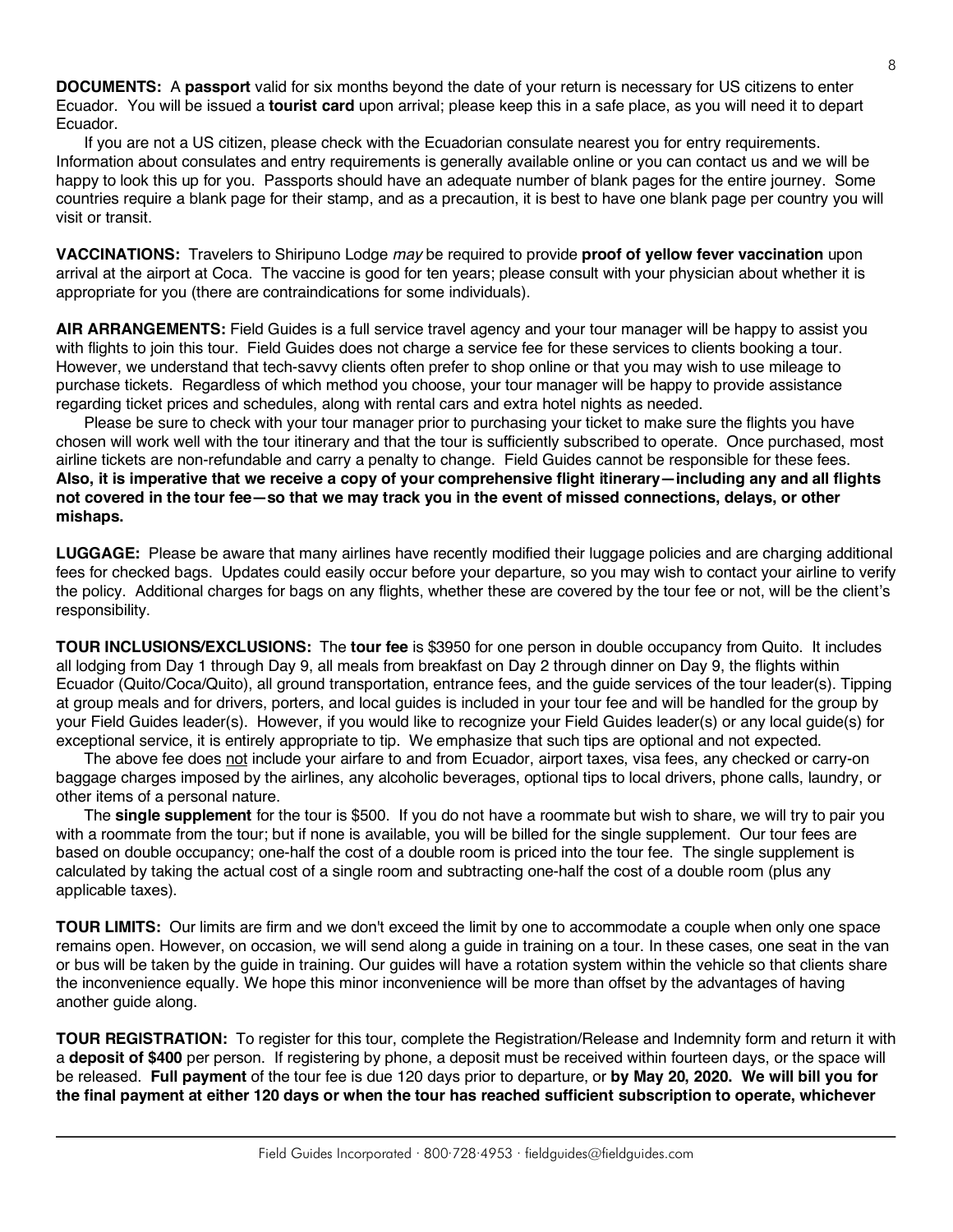**DOCUMENTS:** A **passport** valid for six months beyond the date of your return is necessary for US citizens to enter Ecuador. You will be issued a **tourist card** upon arrival; please keep this in a safe place, as you will need it to depart Ecuador.

If you are not a US citizen, please check with the Ecuadorian consulate nearest you for entry requirements. Information about consulates and entry requirements is generally available online or you can contact us and we will be happy to look this up for you. Passports should have an adequate number of blank pages for the entire journey. Some countries require a blank page for their stamp, and as a precaution, it is best to have one blank page per country you will visit or transit.

**VACCINATIONS:** Travelers to Shiripuno Lodge *may* be required to provide **proof of yellow fever vaccination** upon arrival at the airport at Coca. The vaccine is good for ten years; please consult with your physician about whether it is appropriate for you (there are contraindications for some individuals).

**AIR ARRANGEMENTS:** Field Guides is a full service travel agency and your tour manager will be happy to assist you with flights to join this tour. Field Guides does not charge a service fee for these services to clients booking a tour. However, we understand that tech-savvy clients often prefer to shop online or that you may wish to use mileage to purchase tickets. Regardless of which method you choose, your tour manager will be happy to provide assistance regarding ticket prices and schedules, along with rental cars and extra hotel nights as needed.

Please be sure to check with your tour manager prior to purchasing your ticket to make sure the flights you have chosen will work well with the tour itinerary and that the tour is sufficiently subscribed to operate. Once purchased, most airline tickets are non-refundable and carry a penalty to change. Field Guides cannot be responsible for these fees. **Also, it is imperative that we receive a copy of your comprehensive flight itinerary—including any and all flights not covered in the tour fee—so that we may track you in the event of missed connections, delays, or other mishaps.**

**LUGGAGE:** Please be aware that many airlines have recently modified their luggage policies and are charging additional fees for checked bags. Updates could easily occur before your departure, so you may wish to contact your airline to verify the policy. Additional charges for bags on any flights, whether these are covered by the tour fee or not, will be the client's responsibility.

**TOUR INCLUSIONS/EXCLUSIONS:** The **tour fee** is $3950 for one person in double occupancy from Quito. It includes all lodging from Day 1 through Day 9, all meals from breakfast on Day 2 through dinner on Day 9, the flights within Ecuador (Quito/Coca/Quito), all ground transportation, entrance fees, and the guide services of the tour leader(s). Tipping at group meals and for drivers, porters, and local guides is included in your tour fee and will be handled for the group by your Field Guides leader(s). However, if you would like to recognize your Field Guides leader(s) or any local guide(s) for exceptional service, it is entirely appropriate to tip. We emphasize that such tips are optional and not expected.

The above fee does not include your airfare to and from Ecuador, airport taxes, visa fees, any checked or carry-on baggage charges imposed by the airlines, any alcoholic beverages, optional tips to local drivers, phone calls, laundry, or other items of a personal nature.

The **single supplement** for the tour is $500. If you do not have a roommate but wish to share, we will try to pair you with a roommate from the tour; but if none is available, you will be billed for the single supplement. Our tour fees are based on double occupancy; one-half the cost of a double room is priced into the tour fee. The single supplement is calculated by taking the actual cost of a single room and subtracting one-half the cost of a double room (plus any applicable taxes).

**TOUR LIMITS:** Our limits are firm and we don't exceed the limit by one to accommodate a couple when only one space remains open. However, on occasion, we will send along a guide in training on a tour. In these cases, one seat in the van or bus will be taken by the guide in training. Our guides will have a rotation system within the vehicle so that clients share the inconvenience equally. We hope this minor inconvenience will be more than offset by the advantages of having another guide along.

**TOUR REGISTRATION:** To register for this tour, complete the Registration/Release and Indemnity form and return it with a **deposit of $400** per person. If registering by phone, a deposit must be received within fourteen days, or the space will be released. **Full payment** of the tour fee is due 120 days prior to departure, or **by May 20, 2020. We will bill you for the final payment at either 120 days or when the tour has reached sufficient subscription to operate, whichever**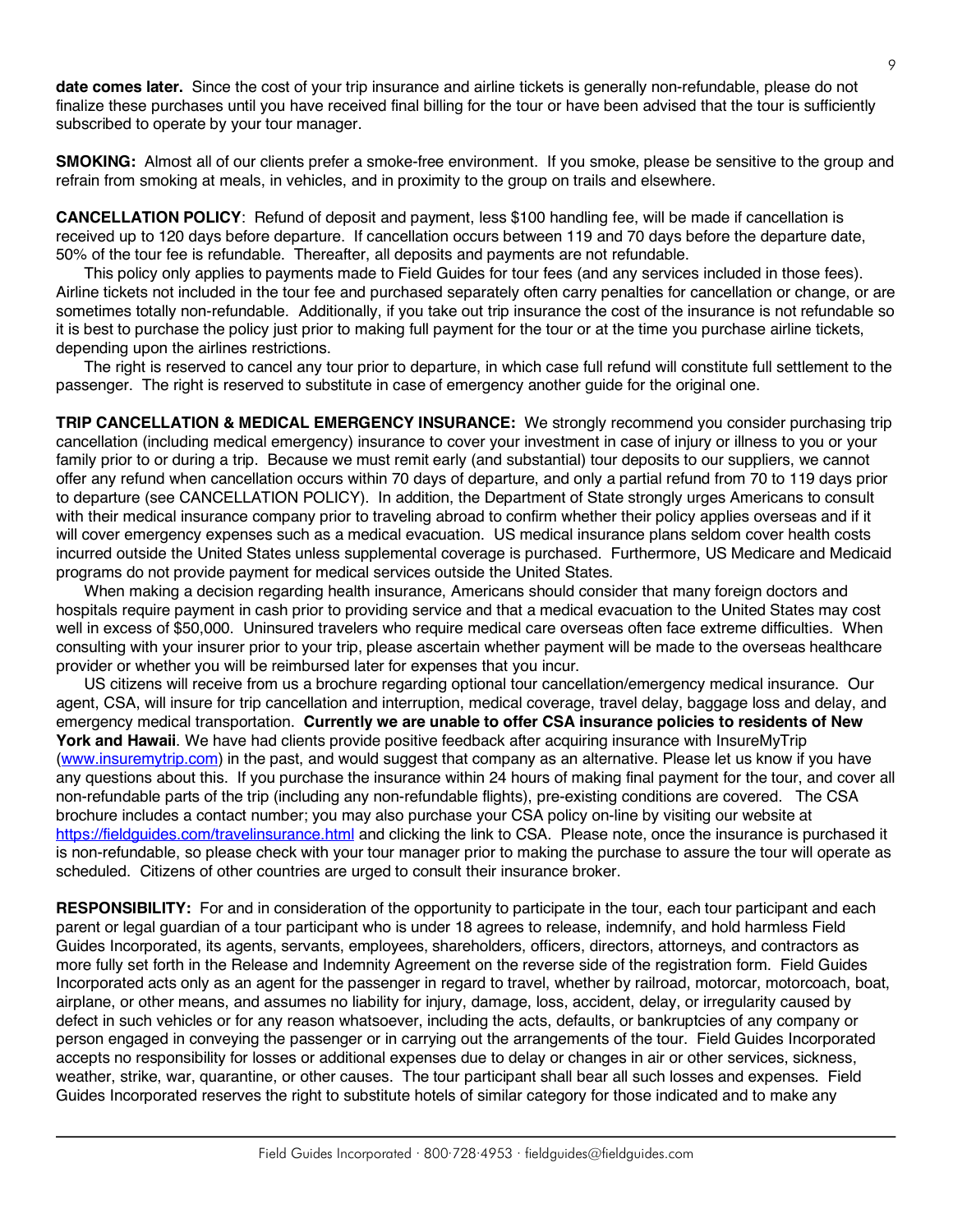**date comes later.** Since the cost of your trip insurance and airline tickets is generally non-refundable, please do not finalize these purchases until you have received final billing for the tour or have been advised that the tour is sufficiently subscribed to operate by your tour manager.

**SMOKING:** Almost all of our clients prefer a smoke-free environment. If you smoke, please be sensitive to the group and refrain from smoking at meals, in vehicles, and in proximity to the group on trails and elsewhere.

**CANCELLATION POLICY**: Refund of deposit and payment, less $100 handling fee, will be made if cancellation is received up to 120 days before departure. If cancellation occurs between 119 and 70 days before the departure date, 50% of the tour fee is refundable. Thereafter, all deposits and payments are not refundable.

This policy only applies to payments made to Field Guides for tour fees (and any services included in those fees). Airline tickets not included in the tour fee and purchased separately often carry penalties for cancellation or change, or are sometimes totally non-refundable. Additionally, if you take out trip insurance the cost of the insurance is not refundable so it is best to purchase the policy just prior to making full payment for the tour or at the time you purchase airline tickets, depending upon the airlines restrictions.

The right is reserved to cancel any tour prior to departure, in which case full refund will constitute full settlement to the passenger. The right is reserved to substitute in case of emergency another guide for the original one.

**TRIP CANCELLATION & MEDICAL EMERGENCY INSURANCE:** We strongly recommend you consider purchasing trip cancellation (including medical emergency) insurance to cover your investment in case of injury or illness to you or your family prior to or during a trip. Because we must remit early (and substantial) tour deposits to our suppliers, we cannot offer any refund when cancellation occurs within 70 days of departure, and only a partial refund from 70 to 119 days prior to departure (see CANCELLATION POLICY). In addition, the Department of State strongly urges Americans to consult with their medical insurance company prior to traveling abroad to confirm whether their policy applies overseas and if it will cover emergency expenses such as a medical evacuation. US medical insurance plans seldom cover health costs incurred outside the United States unless supplemental coverage is purchased. Furthermore, US Medicare and Medicaid programs do not provide payment for medical services outside the United States.

When making a decision regarding health insurance, Americans should consider that many foreign doctors and hospitals require payment in cash prior to providing service and that a medical evacuation to the United States may cost well in excess of $50,000. Uninsured travelers who require medical care overseas often face extreme difficulties. When consulting with your insurer prior to your trip, please ascertain whether payment will be made to the overseas healthcare provider or whether you will be reimbursed later for expenses that you incur.

US citizens will receive from us a brochure regarding optional tour cancellation/emergency medical insurance. Our agent, CSA, will insure for trip cancellation and interruption, medical coverage, travel delay, baggage loss and delay, and emergency medical transportation. **Currently we are unable to offer CSA insurance policies to residents of New York and Hawaii**. We have had clients provide positive feedback after acquiring insurance with InsureMyTrip ([www.insuremytrip.com](http://www.insuremytrip.com)) in the past, and would suggest that company as an alternative. Please let us know if you have any questions about this. If you purchase the insurance within 24 hours of making final payment for the tour, and cover all non-refundable parts of the trip (including any non-refundable flights), pre-existing conditions are covered. The CSA brochure includes a contact number; you may also purchase your CSA policy on-line by visiting our website at [https://fieldguides.com/travelinsurance.html](https://fieldguides.com/travelinsurance.html) and clicking the link to CSA. Please note, once the insurance is purchased it is non-refundable, so please check with your tour manager prior to making the purchase to assure the tour will operate as scheduled. Citizens of other countries are urged to consult their insurance broker.

**RESPONSIBILITY:** For and in consideration of the opportunity to participate in the tour, each tour participant and each parent or legal guardian of a tour participant who is under 18 agrees to release, indemnify, and hold harmless Field Guides Incorporated, its agents, servants, employees, shareholders, officers, directors, attorneys, and contractors as more fully set forth in the Release and Indemnity Agreement on the reverse side of the registration form. Field Guides Incorporated acts only as an agent for the passenger in regard to travel, whether by railroad, motorcar, motorcoach, boat, airplane, or other means, and assumes no liability for injury, damage, loss, accident, delay, or irregularity caused by defect in such vehicles or for any reason whatsoever, including the acts, defaults, or bankruptcies of any company or person engaged in conveying the passenger or in carrying out the arrangements of the tour. Field Guides Incorporated accepts no responsibility for losses or additional expenses due to delay or changes in air or other services, sickness, weather, strike, war, quarantine, or other causes. The tour participant shall bear all such losses and expenses. Field Guides Incorporated reserves the right to substitute hotels of similar category for those indicated and to make any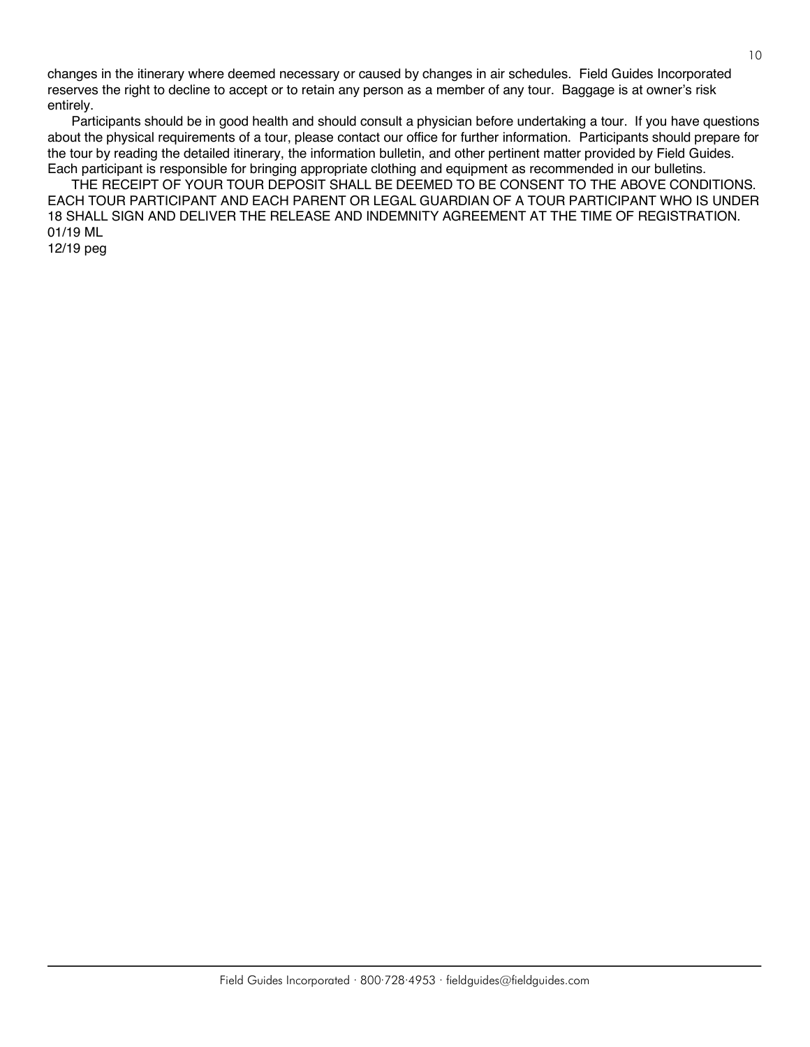changes in the itinerary where deemed necessary or caused by changes in air schedules. Field Guides Incorporated reserves the right to decline to accept or to retain any person as a member of any tour. Baggage is at owner's risk entirely.

Participants should be in good health and should consult a physician before undertaking a tour. If you have questions about the physical requirements of a tour, please contact our office for further information. Participants should prepare for the tour by reading the detailed itinerary, the information bulletin, and other pertinent matter provided by Field Guides. Each participant is responsible for bringing appropriate clothing and equipment as recommended in our bulletins.

THE RECEIPT OF YOUR TOUR DEPOSIT SHALL BE DEEMED TO BE CONSENT TO THE ABOVE CONDITIONS. EACH TOUR PARTICIPANT AND EACH PARENT OR LEGAL GUARDIAN OF A TOUR PARTICIPANT WHO IS UNDER 18 SHALL SIGN AND DELIVER THE RELEASE AND INDEMNITY AGREEMENT AT THE TIME OF REGISTRATION.

01/19 ML
12/19 peg